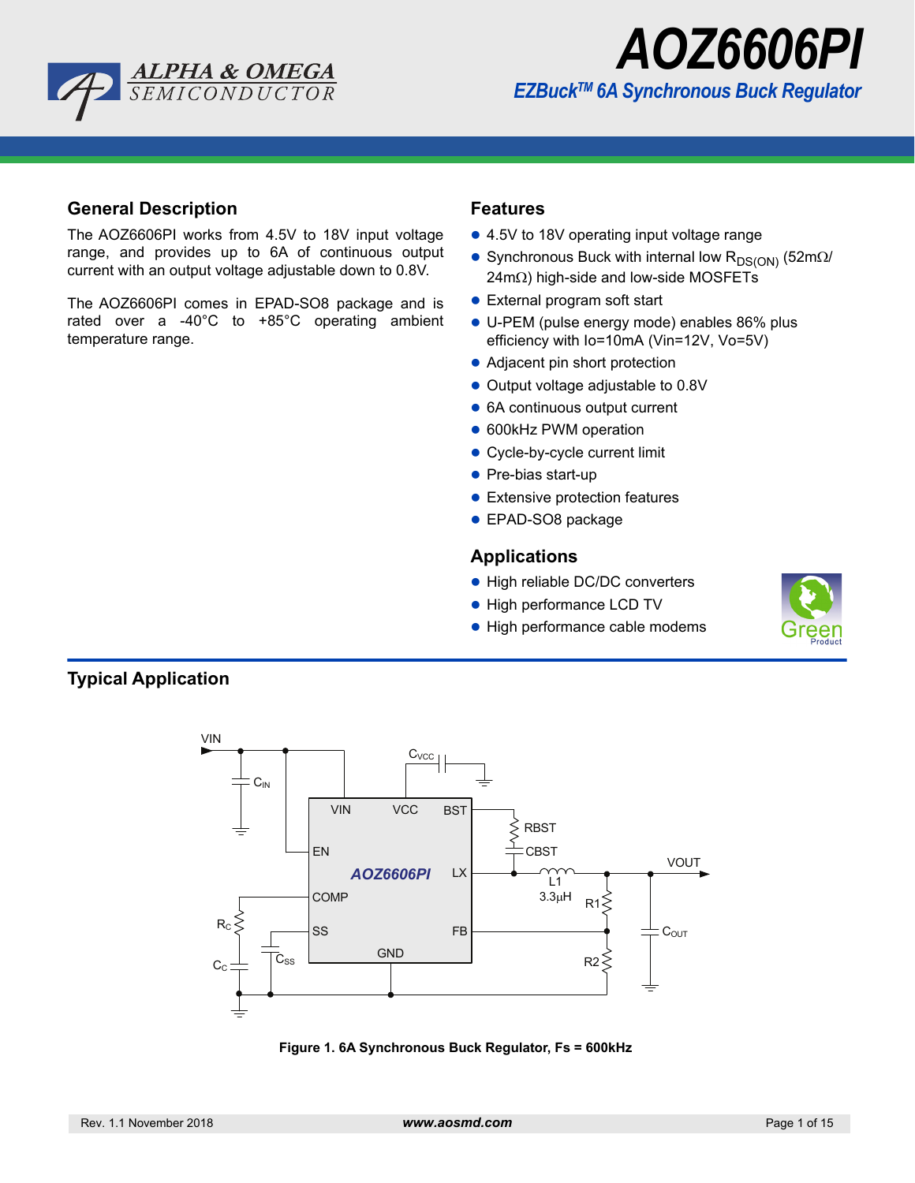# AOZ6606PI

## EZBuck™ 6A Synchronous Buck Regulator

## General Description

The AOZ6606PI works from 4.5V to 18V input voltage range, and provides up to 6A of continuous output current with an output voltage adjustable down to 0.8V.

The AOZ6606PI comes in EPAD-SO8 package and is rated over a -40°C to +85°C operating ambient temperature range.

## Features

- 4.5V to 18V operating input voltage range
- Synchronous Buck with internal low $R_{DS(ON)}$ (52mΩ/24mΩ) high-side and low-side MOSFETs
- External program soft start
- U-PEM (pulse energy mode) enables 86% plus efficiency with Io=10mA (Vin=12V, Vo=5V)
- Adjacent pin short protection
- Output voltage adjustable to 0.8V
- 6A continuous output current
- 600kHz PWM operation
- Cycle-by-cycle current limit
- Pre-bias start-up
- Extensive protection features
- EPAD-SO8 package

## Applications

- High reliable DC/DC converters
- High performance LCD TV
- High performance cable modems

## Typical Application

Figure 1. 6A Synchronous Buck Regulator, Fs = 600kHz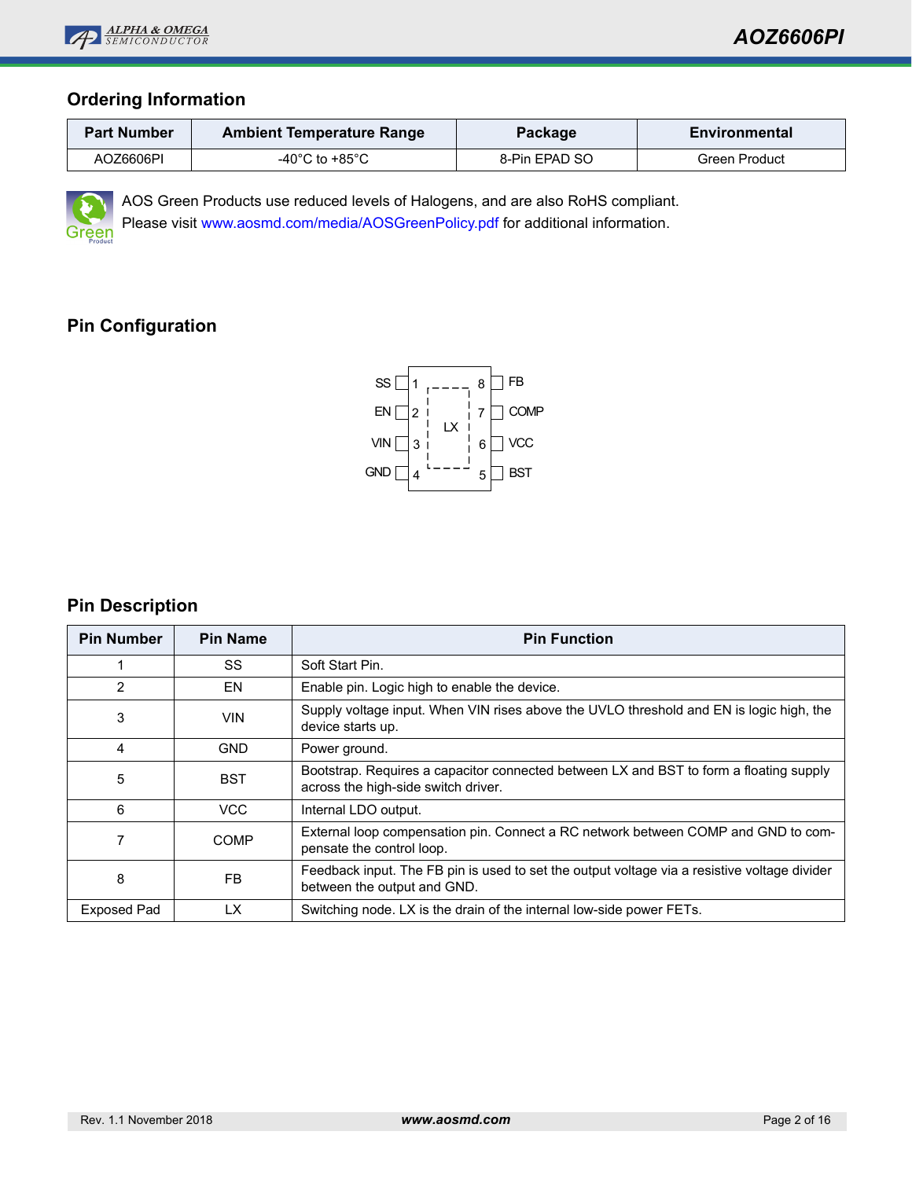## Ordering Information

| Part Number | Ambient Temperature Range | Package | Environmental |
|---|---|---|---|
| AOZ6606PI | -40°C to +85°C | 8-Pin EPAD SO | Green Product |

AOS Green Products use reduced levels of Halogens, and are also RoHS compliant.
Please visit www.aosmd.com/media/AOSGreenPolicy.pdf for additional information.

## Pin Configuration

| Pin | Name | | Pin | Name |
|---|---|---|---|---|
| 1 | SS | | 8 | FB |
| 2 | EN | LX | 7 | COMP |
| 3 | VIN | | 6 | VCC |
| 4 | GND | | 5 | BST |

## Pin Description

| Pin Number | Pin Name | Pin Function |
|---|---|---|
| 1 | SS | Soft Start Pin. |
| 2 | EN | Enable pin. Logic high to enable the device. |
| 3 | VIN | Supply voltage input. When VIN rises above the UVLO threshold and EN is logic high, the device starts up. |
| 4 | GND | Power ground. |
| 5 | BST | Bootstrap. Requires a capacitor connected between LX and BST to form a floating supply across the high-side switch driver. |
| 6 | VCC | Internal LDO output. |
| 7 | COMP | External loop compensation pin. Connect a RC network between COMP and GND to compensate the control loop. |
| 8 | FB | Feedback input. The FB pin is used to set the output voltage via a resistive voltage divider between the output and GND. |
| Exposed Pad | LX | Switching node. LX is the drain of the internal low-side power FETs. |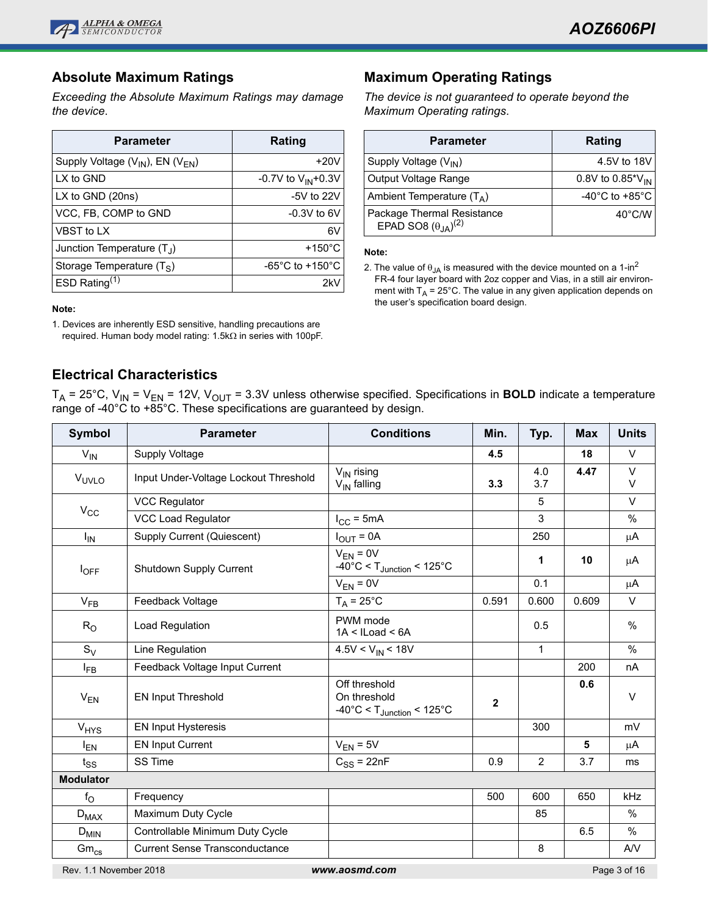## Absolute Maximum Ratings

*Exceeding the Absolute Maximum Ratings may damage the device.*

| Parameter | Rating |
|---|---|
| Supply Voltage ($V_{IN}$), EN ($V_{EN}$) | +20V |
| LX to GND | -0.7V to $V_{IN}$+0.3V |
| LX to GND (20ns) | -5V to 22V |
| VCC, FB, COMP to GND | -0.3V to 6V |
| VBST to LX | 6V |
| Junction Temperature ($T_J$) | +150°C |
| Storage Temperature ($T_S$) | -65°C to +150°C |
| ESD Rating[1] | 2kV |

**Note:**

1. Devices are inherently ESD sensitive, handling precautions are required. Human body model rating: 1.5kΩ in series with 100pF.

## Maximum Operating Ratings

*The device is not guaranteed to operate beyond the Maximum Operating ratings.*

| Parameter | Rating |
|---|---|
| Supply Voltage ($V_{IN}$) | 4.5V to 18V |
| Output Voltage Range | 0.8V to 0.85*$V_{IN}$ |
| Ambient Temperature ($T_A$) | -40°C to +85°C |
| Package Thermal Resistance EPAD SO8 ($\theta_{JA}$)[2] | 40°C/W |

**Note:**

2. The value of $\theta_{JA}$ is measured with the device mounted on a 1-in$^2$ FR-4 four layer board with 2oz copper and Vias, in a still air environment with $T_A$ = 25°C. The value in any given application depends on the user's specification board design.

## Electrical Characteristics

$T_A$ = 25°C, $V_{IN}$ = $V_{EN}$ = 12V, $V_{OUT}$ = 3.3V unless otherwise specified. Specifications in **BOLD** indicate a temperature range of -40°C to +85°C. These specifications are guaranteed by design.

| Symbol | Parameter | Conditions | Min. | Typ. | Max | Units |
|---|---|---|---|---|---|---|
| $V_{IN}$ | Supply Voltage | | **4.5** | | **18** | V |
| $V_{UVLO}$ | Input Under-Voltage Lockout Threshold | $V_{IN}$ rising<br>$V_{IN}$ falling | <br>**3.3** | 4.0<br>3.7 | **4.47** | V<br>V |
| $V_{CC}$ | VCC Regulator | | | 5 | | V |
| | VCC Load Regulator | $I_{CC}$ = 5mA | | 3 | | % |
| $I_{IN}$ | Supply Current (Quiescent) | $I_{OUT}$ = 0A | | 250 | | μA |
| $I_{OFF}$ | Shutdown Supply Current | $V_{EN}$ = 0V<br>-40°C < $T_{Junction}$ < 125°C | | **1** | **10** | μA |
| | | $V_{EN}$ = 0V | | 0.1 | | μA |
| $V_{FB}$ | Feedback Voltage | $T_A$ = 25°C | 0.591 | 0.600 | 0.609 | V |
| $R_O$ | Load Regulation | PWM mode<br>1A < ILoad < 6A | | 0.5 | | % |
| $S_V$ | Line Regulation | 4.5V < $V_{IN}$ < 18V | | 1 | | % |
| $I_{FB}$ | Feedback Voltage Input Current | | | | 200 | nA |
| $V_{EN}$ | EN Input Threshold | Off threshold<br>On threshold<br>-40°C < $T_{Junction}$ < 125°C | <br>**2** | | **0.6** | V |
| $V_{HYS}$ | EN Input Hysteresis | | | 300 | | mV |
| $I_{EN}$ | EN Input Current | $V_{EN}$ = 5V | | | **5** | μA |
| $t_{SS}$ | SS Time | $C_{SS}$ = 22nF | 0.9 | 2 | 3.7 | ms |
| **Modulator** | | | | | | |
| $f_O$ | Frequency | | 500 | 600 | 650 | kHz |
| $D_{MAX}$ | Maximum Duty Cycle | | | 85 | | % |
| $D_{MIN}$ | Controllable Minimum Duty Cycle | | | | 6.5 | % |
| $Gm_{cs}$ | Current Sense Transconductance | | | 8 | | A/V |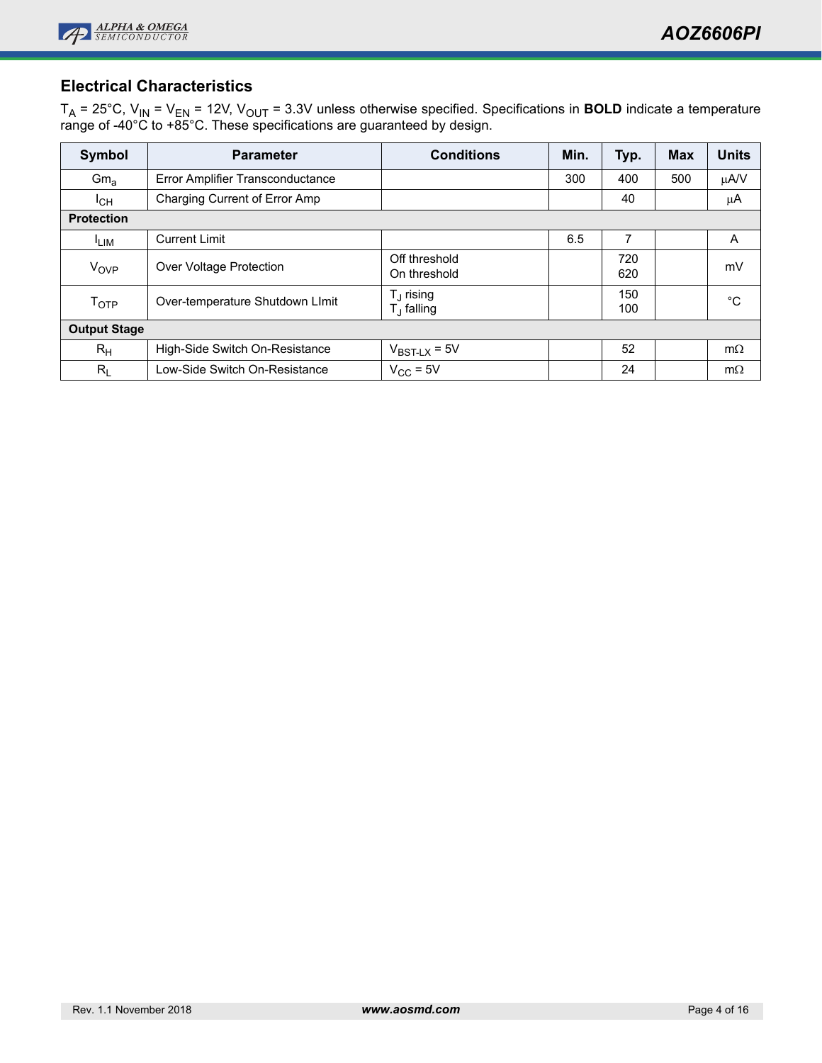## Electrical Characteristics

$T_A$ = 25°C, $V_{IN}$ = $V_{EN}$ = 12V, $V_{OUT}$ = 3.3V unless otherwise specified. Specifications in **BOLD** indicate a temperature range of -40°C to +85°C. These specifications are guaranteed by design.

| Symbol | Parameter | Conditions | Min. | Typ. | Max | Units |
|---|---|---|---|---|---|---|
| $Gm_a$ | Error Amplifier Transconductance | | 300 | 400 | 500 | μA/V |
| $I_{CH}$ | Charging Current of Error Amp | | | 40 | | μA |
| **Protection** | | | | | | |
| $I_{LIM}$ | Current Limit | | 6.5 | 7 | | A |
| $V_{OVP}$ | Over Voltage Protection | Off threshold<br>On threshold | | 720<br>620 | | mV |
| $T_{OTP}$ | Over-temperature Shutdown LImit | $T_J$ rising<br>$T_J$ falling | | 150<br>100 | | °C |
| **Output Stage** | | | | | | |
| $R_H$ | High-Side Switch On-Resistance | $V_{BST-LX}$ = 5V | | 52 | | mΩ |
| $R_L$ | Low-Side Switch On-Resistance | $V_{CC}$ = 5V | | 24 | | mΩ |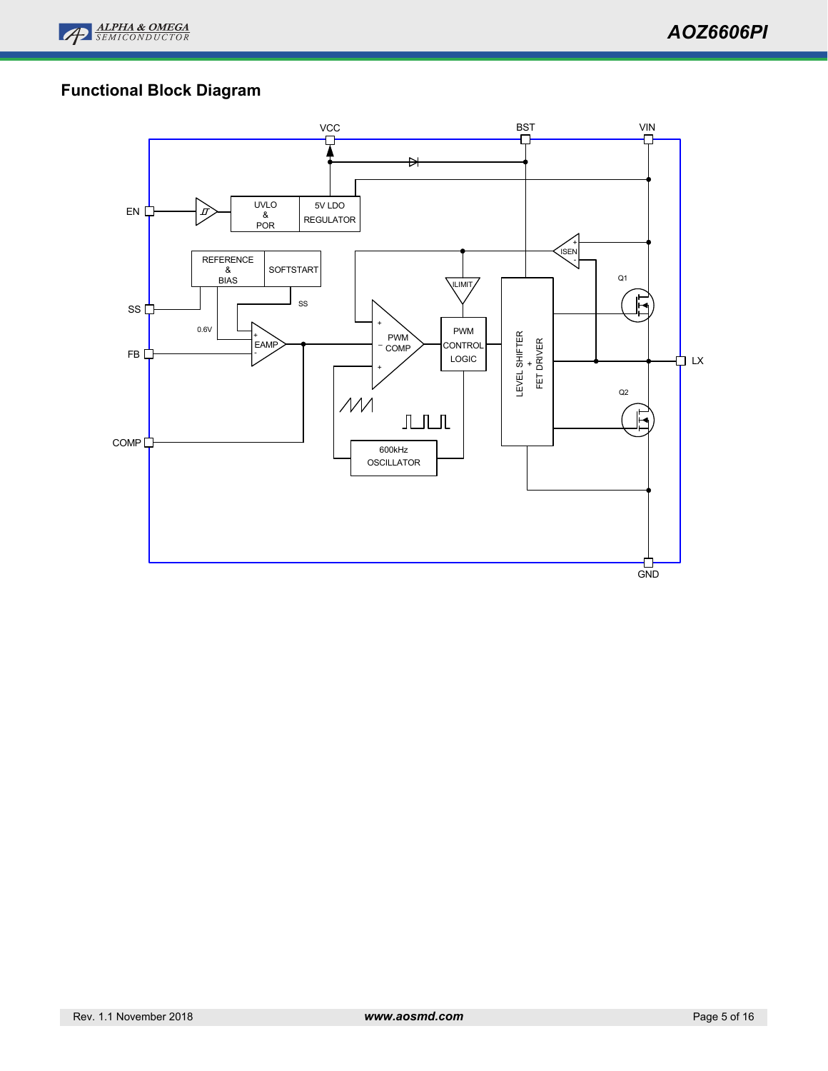## Functional Block Diagram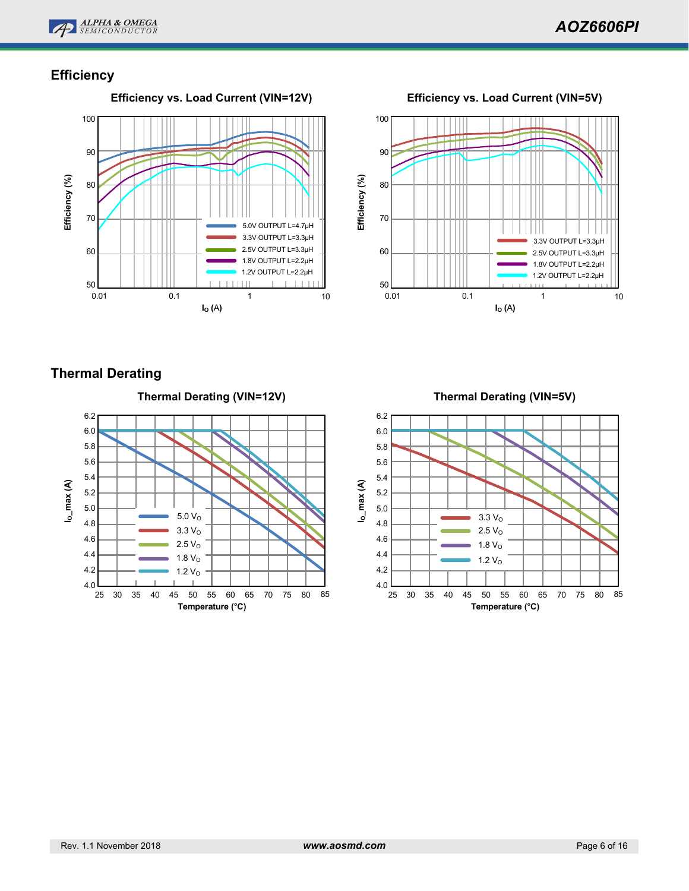## Efficiency

**Efficiency vs. Load Current (VIN=12V)**

Efficiency (%) vs. $I_O$ (A)

- 5.0V OUTPUT L=4.7µH
- 3.3V OUTPUT L=3.3µH
- 2.5V OUTPUT L=3.3µH
- 1.8V OUTPUT L=2.2µH
- 1.2V OUTPUT L=2.2µH

**Efficiency vs. Load Current (VIN=5V)**

Efficiency (%) vs. $I_O$ (A)

- 3.3V OUTPUT L=3.3µH
- 2.5V OUTPUT L=3.3µH
- 1.8V OUTPUT L=2.2µH
- 1.2V OUTPUT L=2.2µH

## Thermal Derating

**Thermal Derating (VIN=12V)**

$I_{O}$_max (A) vs. Temperature (°C)

- 5.0 $V_O$
- 3.3 $V_O$
- 2.5 $V_O$
- 1.8 $V_O$
- 1.2 $V_O$

**Thermal Derating (VIN=5V)**

$I_{O}$_max (A) vs. Temperature (°C)

- 3.3 $V_O$
- 2.5 $V_O$
- 1.8 $V_O$
- 1.2 $V_O$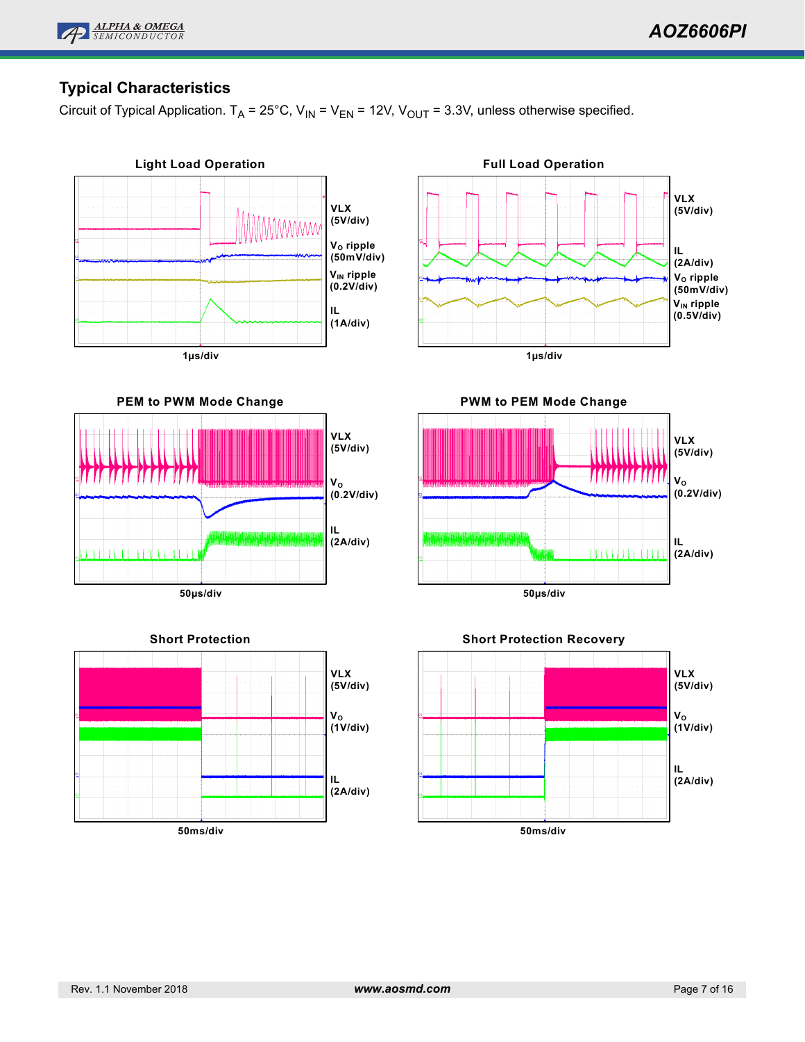## Typical Characteristics

Circuit of Typical Application. $T_A$ = 25°C, $V_{IN}$ = $V_{EN}$ = 12V, $V_{OUT}$ = 3.3V, unless otherwise specified.

**Light Load Operation**

VLX (5V/div)
$V_O$ ripple (50mV/div)
$V_{IN}$ ripple (0.2V/div)
IL (1A/div)

1μs/div

**Full Load Operation**

VLX (5V/div)
IL (2A/div)
$V_O$ ripple (50mV/div)
$V_{IN}$ ripple (0.5V/div)

1μs/div

**PEM to PWM Mode Change**

VLX (5V/div)
$V_O$ (0.2V/div)
IL (2A/div)

50μs/div

**PWM to PEM Mode Change**

VLX (5V/div)
$V_O$ (0.2V/div)
IL (2A/div)

50μs/div

**Short Protection**

VLX (5V/div)
$V_O$ (1V/div)
IL (2A/div)

50ms/div

**Short Protection Recovery**

VLX (5V/div)
$V_O$ (1V/div)
IL (2A/div)

50ms/div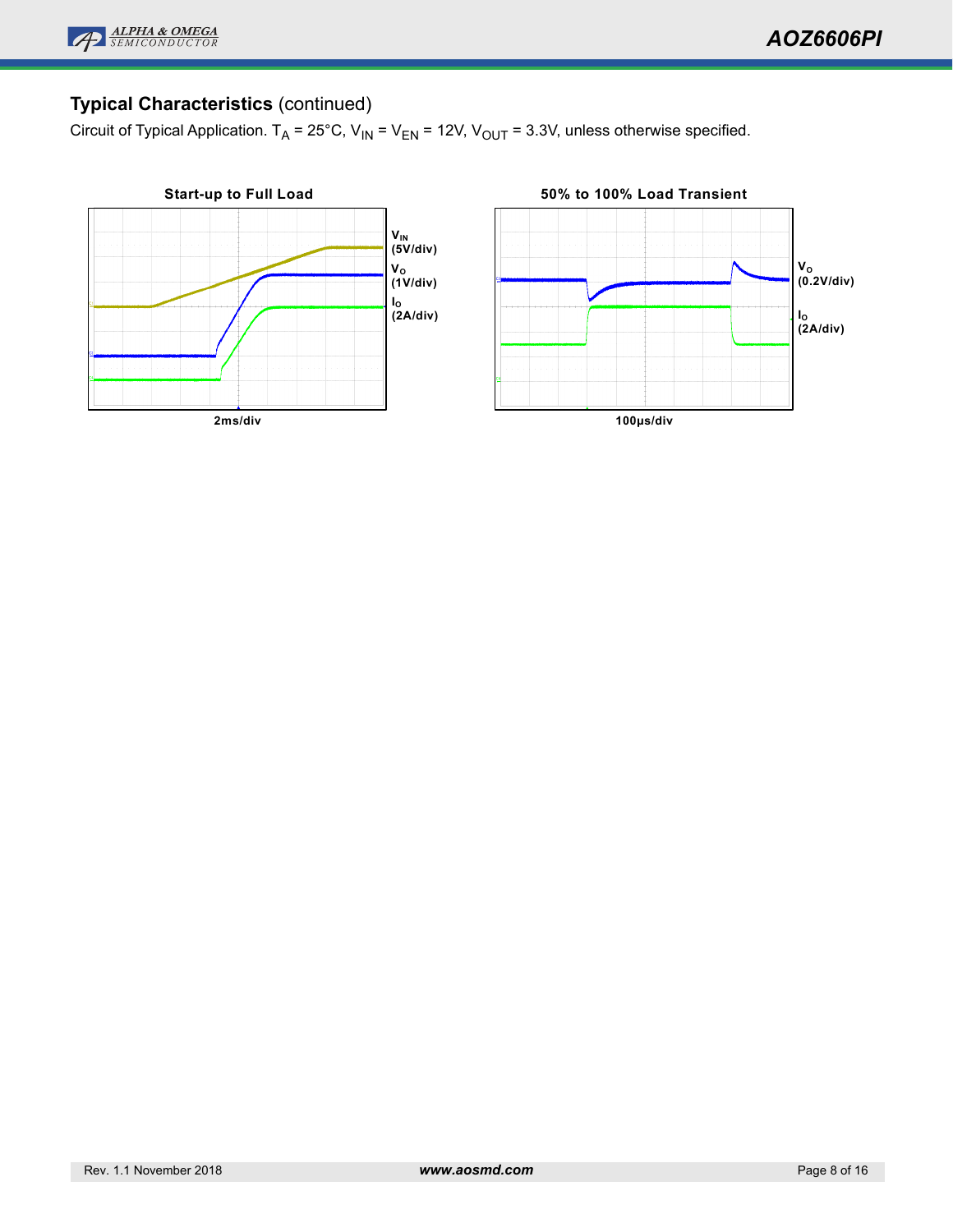## Typical Characteristics (continued)

Circuit of Typical Application. $T_A$ = 25°C, $V_{IN}$ = $V_{EN}$ = 12V, $V_{OUT}$ = 3.3V, unless otherwise specified.

**Start-up to Full Load**

$V_{IN}$ (5V/div)

$V_O$ (1V/div)

$I_O$ (2A/div)

2ms/div

**50% to 100% Load Transient**

$V_O$ (0.2V/div)

$I_O$ (2A/div)

100µs/div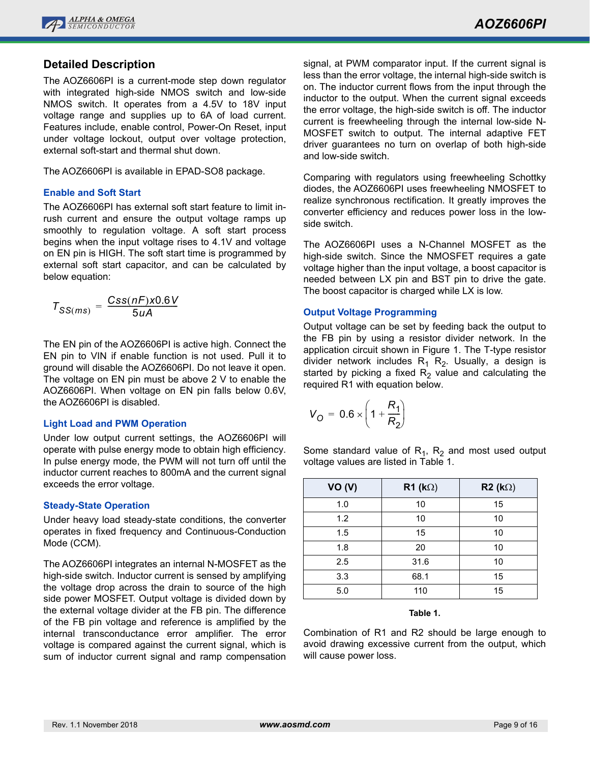## Detailed Description

The AOZ6606PI is a current-mode step down regulator with integrated high-side NMOS switch and low-side NMOS switch. It operates from a 4.5V to 18V input voltage range and supplies up to 6A of load current. Features include, enable control, Power-On Reset, input under voltage lockout, output over voltage protection, external soft-start and thermal shut down.

The AOZ6606PI is available in EPAD-SO8 package.

### Enable and Soft Start

The AOZ6606PI has external soft start feature to limit in-rush current and ensure the output voltage ramps up smoothly to regulation voltage. A soft start process begins when the input voltage rises to 4.1V and voltage on EN pin is HIGH. The soft start time is programmed by external soft start capacitor, and can be calculated by below equation:

$$T_{SS(ms)} = \frac{Css(nF) x 0.6V}{5uA}$$

The EN pin of the AOZ6606PI is active high. Connect the EN pin to VIN if enable function is not used. Pull it to ground will disable the AOZ6606PI. Do not leave it open. The voltage on EN pin must be above 2 V to enable the AOZ6606PI. When voltage on EN pin falls below 0.6V, the AOZ6606PI is disabled.

### Light Load and PWM Operation

Under low output current settings, the AOZ6606PI will operate with pulse energy mode to obtain high efficiency. In pulse energy mode, the PWM will not turn off until the inductor current reaches to 800mA and the current signal exceeds the error voltage.

### Steady-State Operation

Under heavy load steady-state conditions, the converter operates in fixed frequency and Continuous-Conduction Mode (CCM).

The AOZ6606PI integrates an internal N-MOSFET as the high-side switch. Inductor current is sensed by amplifying the voltage drop across the drain to source of the high side power MOSFET. Output voltage is divided down by the external voltage divider at the FB pin. The difference of the FB pin voltage and reference is amplified by the internal transconductance error amplifier. The error voltage is compared against the current signal, which is sum of inductor current signal and ramp compensation signal, at PWM comparator input. If the current signal is less than the error voltage, the internal high-side switch is on. The inductor current flows from the input through the inductor to the output. When the current signal exceeds the error voltage, the high-side switch is off. The inductor current is freewheeling through the internal low-side N-MOSFET switch to output. The internal adaptive FET driver guarantees no turn on overlap of both high-side and low-side switch.

Comparing with regulators using freewheeling Schottky diodes, the AOZ6606PI uses freewheeling NMOSFET to realize synchronous rectification. It greatly improves the converter efficiency and reduces power loss in the low-side switch.

The AOZ6606PI uses a N-Channel MOSFET as the high-side switch. Since the NMOSFET requires a gate voltage higher than the input voltage, a boost capacitor is needed between LX pin and BST pin to drive the gate. The boost capacitor is charged while LX is low.

### Output Voltage Programming

Output voltage can be set by feeding back the output to the FB pin by using a resistor divider network. In the application circuit shown in Figure 1. The T-type resistor divider network includes $R_1$ $R_2$. Usually, a design is started by picking a fixed $R_2$ value and calculating the required R1 with equation below.

$$V_O = 0.6 \times \left(1 + \frac{R_1}{R_2}\right)$$

Some standard value of $R_1$, $R_2$ and most used output voltage values are listed in Table 1.

| VO (V) | R1 (kΩ) | R2 (kΩ) |
|---|---|---|
| 1.0 | 10 | 15 |
| 1.2 | 10 | 10 |
| 1.5 | 15 | 10 |
| 1.8 | 20 | 10 |
| 2.5 | 31.6 | 10 |
| 3.3 | 68.1 | 15 |
| 5.0 | 110 | 15 |

**Table 1.**

Combination of R1 and R2 should be large enough to avoid drawing excessive current from the output, which will cause power loss.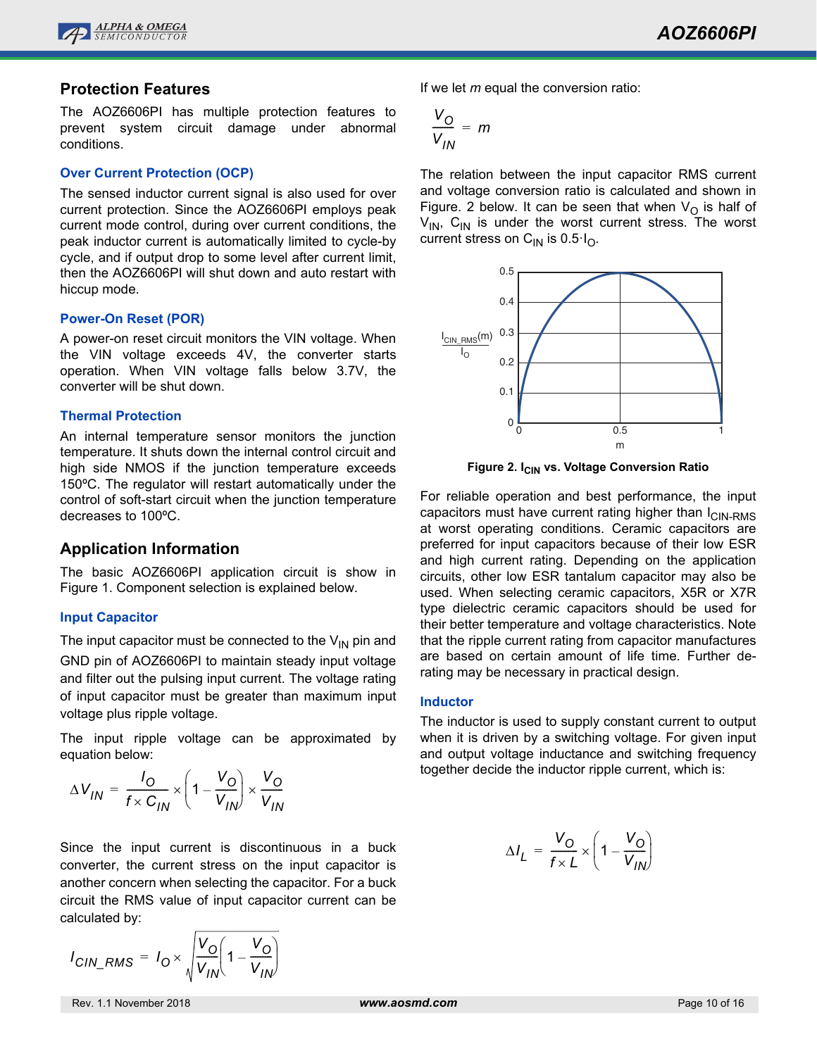## Protection Features

The AOZ6606PI has multiple protection features to prevent system circuit damage under abnormal conditions.

### Over Current Protection (OCP)

The sensed inductor current signal is also used for over current protection. Since the AOZ6606PI employs peak current mode control, during over current conditions, the peak inductor current is automatically limited to cycle-by cycle, and if output drop to some level after current limit, then the AOZ6606PI will shut down and auto restart with hiccup mode.

### Power-On Reset (POR)

A power-on reset circuit monitors the VIN voltage. When the VIN voltage exceeds 4V, the converter starts operation. When VIN voltage falls below 3.7V, the converter will be shut down.

### Thermal Protection

An internal temperature sensor monitors the junction temperature. It shuts down the internal control circuit and high side NMOS if the junction temperature exceeds 150ºC. The regulator will restart automatically under the control of soft-start circuit when the junction temperature decreases to 100ºC.

## Application Information

The basic AOZ6606PI application circuit is show in Figure 1. Component selection is explained below.

### Input Capacitor

The input capacitor must be connected to the $V_{IN}$ pin and GND pin of AOZ6606PI to maintain steady input voltage and filter out the pulsing input current. The voltage rating of input capacitor must be greater than maximum input voltage plus ripple voltage.

The input ripple voltage can be approximated by equation below:

$$\Delta V_{IN} = \frac{I_O}{f \times C_{IN}} \times \left(1 - \frac{V_O}{V_{IN}}\right) \times \frac{V_O}{V_{IN}}$$

Since the input current is discontinuous in a buck converter, the current stress on the input capacitor is another concern when selecting the capacitor. For a buck circuit the RMS value of input capacitor current can be calculated by:

$$I_{CIN\_RMS} = I_O \times \sqrt{\frac{V_O}{V_{IN}}\left(1 - \frac{V_O}{V_{IN}}\right)}$$

If we let $m$ equal the conversion ratio:

$$\frac{V_O}{V_{IN}} = m$$

The relation between the input capacitor RMS current and voltage conversion ratio is calculated and shown in Figure. 2 below. It can be seen that when $V_O$ is half of $V_{IN}$, $C_{IN}$ is under the worst current stress. The worst current stress on $C_{IN}$ is $0.5 \cdot I_O$.

**Figure 2. $I_{CIN}$ vs. Voltage Conversion Ratio**

For reliable operation and best performance, the input capacitors must have current rating higher than $I_{CIN\text{-}RMS}$ at worst operating conditions. Ceramic capacitors are preferred for input capacitors because of their low ESR and high current rating. Depending on the application circuits, other low ESR tantalum capacitor may also be used. When selecting ceramic capacitors, X5R or X7R type dielectric ceramic capacitors should be used for their better temperature and voltage characteristics. Note that the ripple current rating from capacitor manufactures are based on certain amount of life time. Further de-rating may be necessary in practical design.

### Inductor

The inductor is used to supply constant current to output when it is driven by a switching voltage. For given input and output voltage inductance and switching frequency together decide the inductor ripple current, which is:

$$\Delta I_L = \frac{V_O}{f \times L} \times \left(1 - \frac{V_O}{V_{IN}}\right)$$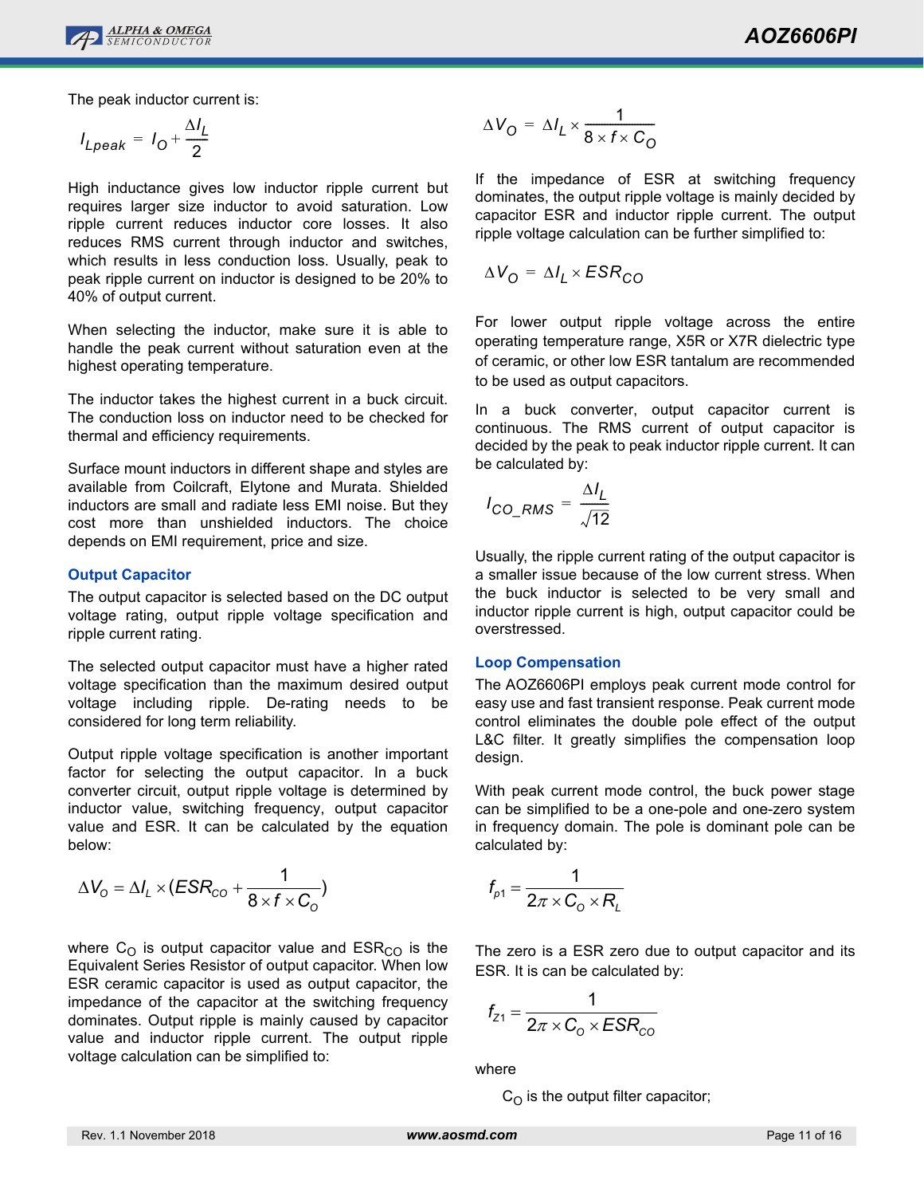The peak inductor current is:

$$I_{Lpeak} = I_O + \frac{\Delta I_L}{2}$$

High inductance gives low inductor ripple current but requires larger size inductor to avoid saturation. Low ripple current reduces inductor core losses. It also reduces RMS current through inductor and switches, which results in less conduction loss. Usually, peak to peak ripple current on inductor is designed to be 20% to 40% of output current.

When selecting the inductor, make sure it is able to handle the peak current without saturation even at the highest operating temperature.

The inductor takes the highest current in a buck circuit. The conduction loss on inductor need to be checked for thermal and efficiency requirements.

Surface mount inductors in different shape and styles are available from Coilcraft, Elytone and Murata. Shielded inductors are small and radiate less EMI noise. But they cost more than unshielded inductors. The choice depends on EMI requirement, price and size.

### Output Capacitor

The output capacitor is selected based on the DC output voltage rating, output ripple voltage specification and ripple current rating.

The selected output capacitor must have a higher rated voltage specification than the maximum desired output voltage including ripple. De-rating needs to be considered for long term reliability.

Output ripple voltage specification is another important factor for selecting the output capacitor. In a buck converter circuit, output ripple voltage is determined by inductor value, switching frequency, output capacitor value and ESR. It can be calculated by the equation below:

$$\Delta V_O = \Delta I_L \times (ESR_{CO} + \frac{1}{8 \times f \times C_O})$$

where $C_O$ is output capacitor value and $ESR_{CO}$ is the Equivalent Series Resistor of output capacitor. When low ESR ceramic capacitor is used as output capacitor, the impedance of the capacitor at the switching frequency dominates. Output ripple is mainly caused by capacitor value and inductor ripple current. The output ripple voltage calculation can be simplified to:

$$\Delta V_O = \Delta I_L \times \frac{1}{8 \times f \times C_O}$$

If the impedance of ESR at switching frequency dominates, the output ripple voltage is mainly decided by capacitor ESR and inductor ripple current. The output ripple voltage calculation can be further simplified to:

$$\Delta V_O = \Delta I_L \times ESR_{CO}$$

For lower output ripple voltage across the entire operating temperature range, X5R or X7R dielectric type of ceramic, or other low ESR tantalum are recommended to be used as output capacitors.

In a buck converter, output capacitor current is continuous. The RMS current of output capacitor is decided by the peak to peak inductor ripple current. It can be calculated by:

$$I_{CO\_RMS} = \frac{\Delta I_L}{\sqrt{12}}$$

Usually, the ripple current rating of the output capacitor is a smaller issue because of the low current stress. When the buck inductor is selected to be very small and inductor ripple current is high, output capacitor could be overstressed.

### Loop Compensation

The AOZ6606PI employs peak current mode control for easy use and fast transient response. Peak current mode control eliminates the double pole effect of the output L&C filter. It greatly simplifies the compensation loop design.

With peak current mode control, the buck power stage can be simplified to be a one-pole and one-zero system in frequency domain. The pole is dominant pole can be calculated by:

$$f_{p1} = \frac{1}{2\pi \times C_O \times R_L}$$

The zero is a ESR zero due to output capacitor and its ESR. It is can be calculated by:

$$f_{Z1} = \frac{1}{2\pi \times C_O \times ESR_{CO}}$$

where

$C_O$ is the output filter capacitor;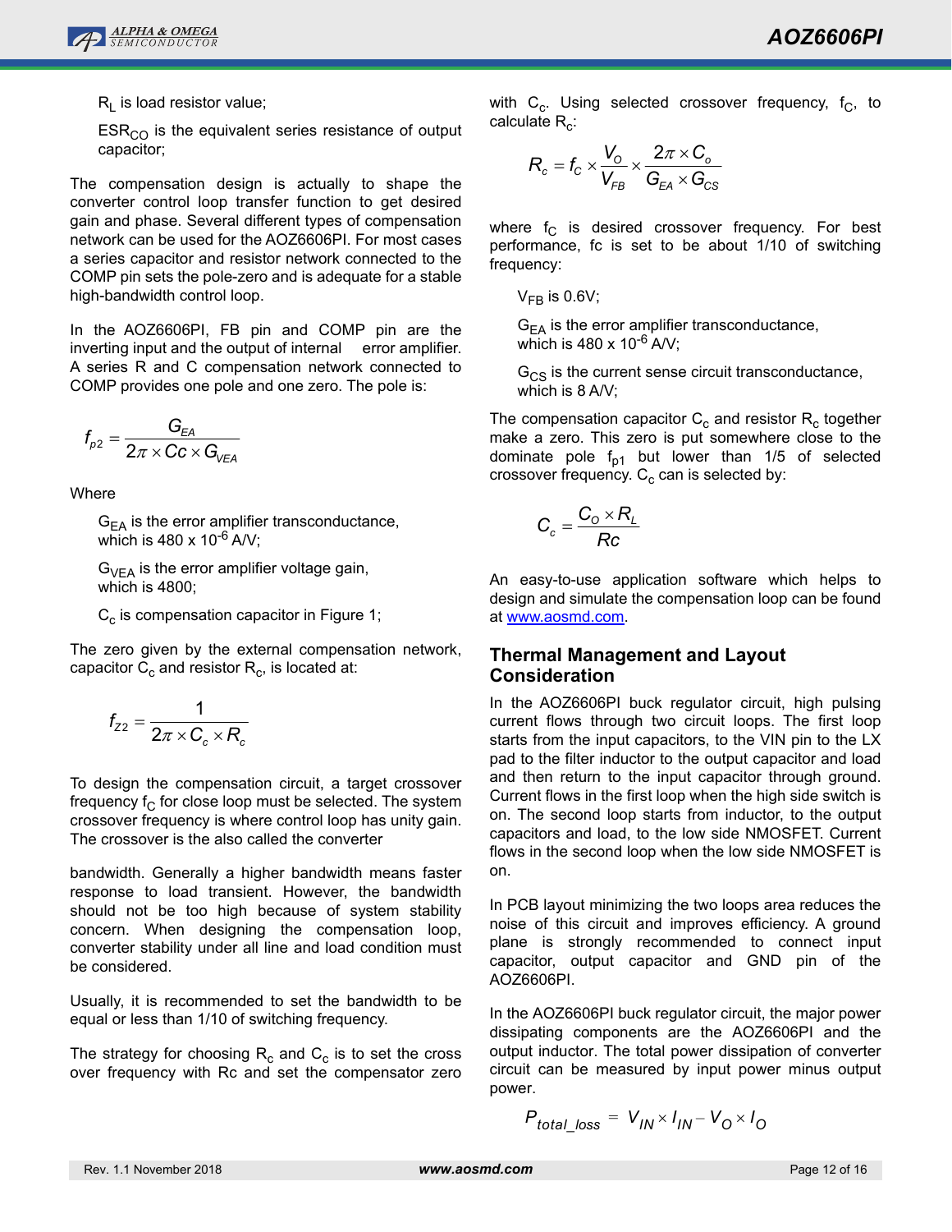$R_L$ is load resistor value;

$ESR_{CO}$ is the equivalent series resistance of output capacitor;

The compensation design is actually to shape the converter control loop transfer function to get desired gain and phase. Several different types of compensation network can be used for the AOZ6606PI. For most cases a series capacitor and resistor network connected to the COMP pin sets the pole-zero and is adequate for a stable high-bandwidth control loop.

In the AOZ6606PI, FB pin and COMP pin are the inverting input and the output of internal error amplifier. A series R and C compensation network connected to COMP provides one pole and one zero. The pole is:

$$f_{p2} = \frac{G_{EA}}{2\pi \times Cc \times G_{VEA}}$$

Where

$G_{EA}$ is the error amplifier transconductance, which is 480 x $10^{-6}$ A/V;

$G_{VEA}$ is the error amplifier voltage gain, which is 4800;

$C_c$ is compensation capacitor in Figure 1;

The zero given by the external compensation network, capacitor $C_c$ and resistor $R_c$, is located at:

$$f_{Z2} = \frac{1}{2\pi \times C_c \times R_c}$$

To design the compensation circuit, a target crossover frequency $f_C$ for close loop must be selected. The system crossover frequency is where control loop has unity gain. The crossover is the also called the converter

bandwidth. Generally a higher bandwidth means faster response to load transient. However, the bandwidth should not be too high because of system stability concern. When designing the compensation loop, converter stability under all line and load condition must be considered.

Usually, it is recommended to set the bandwidth to be equal or less than 1/10 of switching frequency.

The strategy for choosing $R_c$ and $C_c$ is to set the cross over frequency with Rc and set the compensator zero with $C_c$. Using selected crossover frequency, $f_C$, to calculate $R_c$:

$$R_c = f_C \times \frac{V_O}{V_{FB}} \times \frac{2\pi \times C_o}{G_{EA} \times G_{CS}}$$

where $f_C$ is desired crossover frequency. For best performance, fc is set to be about 1/10 of switching frequency:

$V_{FB}$ is 0.6V;

$G_{EA}$ is the error amplifier transconductance, which is 480 x $10^{-6}$ A/V;

$G_{CS}$ is the current sense circuit transconductance, which is 8 A/V;

The compensation capacitor $C_c$ and resistor $R_c$ together make a zero. This zero is put somewhere close to the dominate pole $f_{p1}$ but lower than 1/5 of selected crossover frequency. $C_c$ can is selected by:

$$C_c = \frac{C_O \times R_L}{Rc}$$

An easy-to-use application software which helps to design and simulate the compensation loop can be found at www.aosmd.com.

## Thermal Management and Layout Consideration

In the AOZ6606PI buck regulator circuit, high pulsing current flows through two circuit loops. The first loop starts from the input capacitors, to the VIN pin to the LX pad to the filter inductor to the output capacitor and load and then return to the input capacitor through ground. Current flows in the first loop when the high side switch is on. The second loop starts from inductor, to the output capacitors and load, to the low side NMOSFET. Current flows in the second loop when the low side NMOSFET is on.

In PCB layout minimizing the two loops area reduces the noise of this circuit and improves efficiency. A ground plane is strongly recommended to connect input capacitor, output capacitor and GND pin of the AOZ6606PI.

In the AOZ6606PI buck regulator circuit, the major power dissipating components are the AOZ6606PI and the output inductor. The total power dissipation of converter circuit can be measured by input power minus output power.

$$P_{total\_loss} = V_{IN} \times I_{IN} - V_O \times I_O$$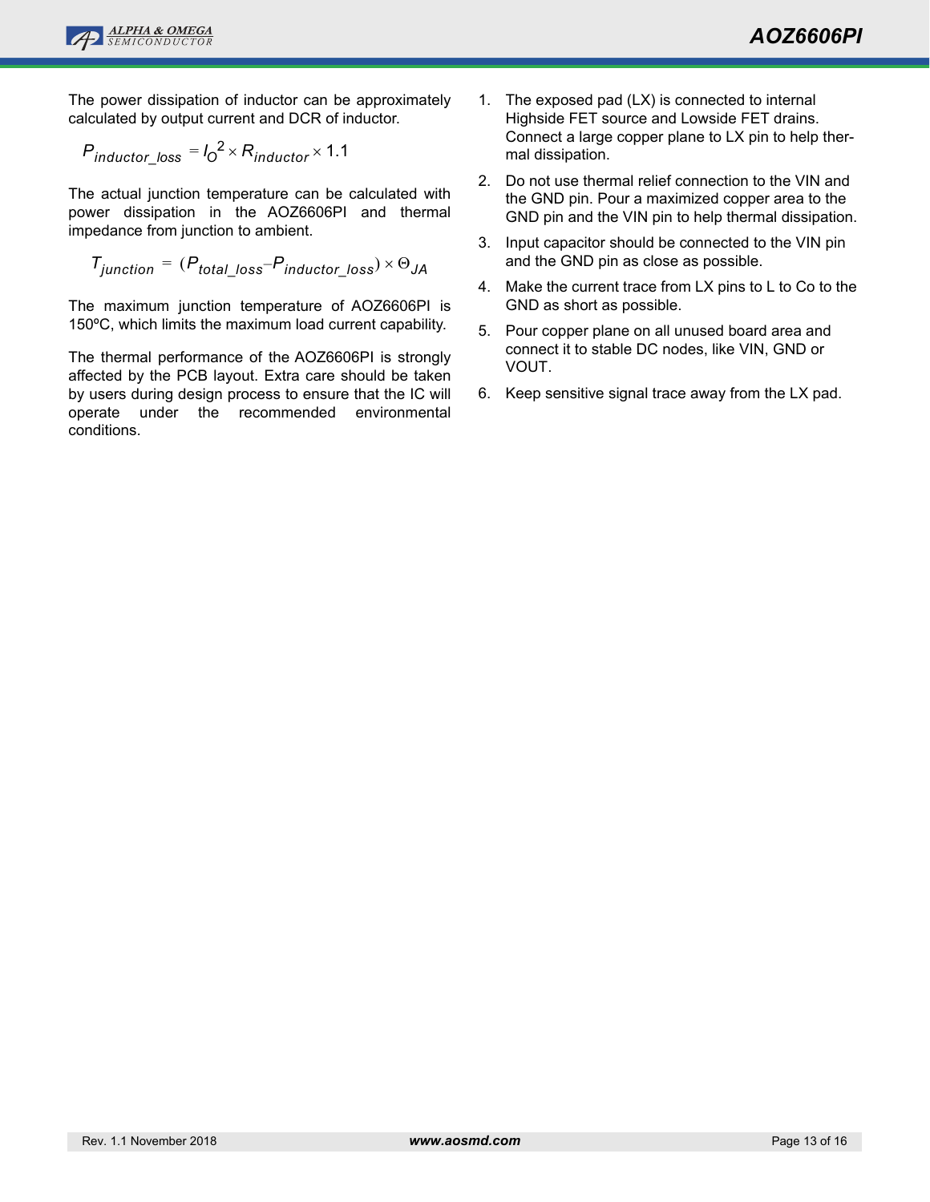The power dissipation of inductor can be approximately calculated by output current and DCR of inductor.

$$P_{inductor\_loss} = I_O^2 \times R_{inductor} \times 1.1$$

The actual junction temperature can be calculated with power dissipation in the AOZ6606PI and thermal impedance from junction to ambient.

$$T_{junction} = (P_{total\_loss} - P_{inductor\_loss}) \times \Theta_{JA}$$

The maximum junction temperature of AOZ6606PI is 150ºC, which limits the maximum load current capability.

The thermal performance of the AOZ6606PI is strongly affected by the PCB layout. Extra care should be taken by users during design process to ensure that the IC will operate under the recommended environmental conditions.

1. The exposed pad (LX) is connected to internal Highside FET source and Lowside FET drains. Connect a large copper plane to LX pin to help thermal dissipation.
2. Do not use thermal relief connection to the VIN and the GND pin. Pour a maximized copper area to the GND pin and the VIN pin to help thermal dissipation.
3. Input capacitor should be connected to the VIN pin and the GND pin as close as possible.
4. Make the current trace from LX pins to L to Co to the GND as short as possible.
5. Pour copper plane on all unused board area and connect it to stable DC nodes, like VIN, GND or VOUT.
6. Keep sensitive signal trace away from the LX pad.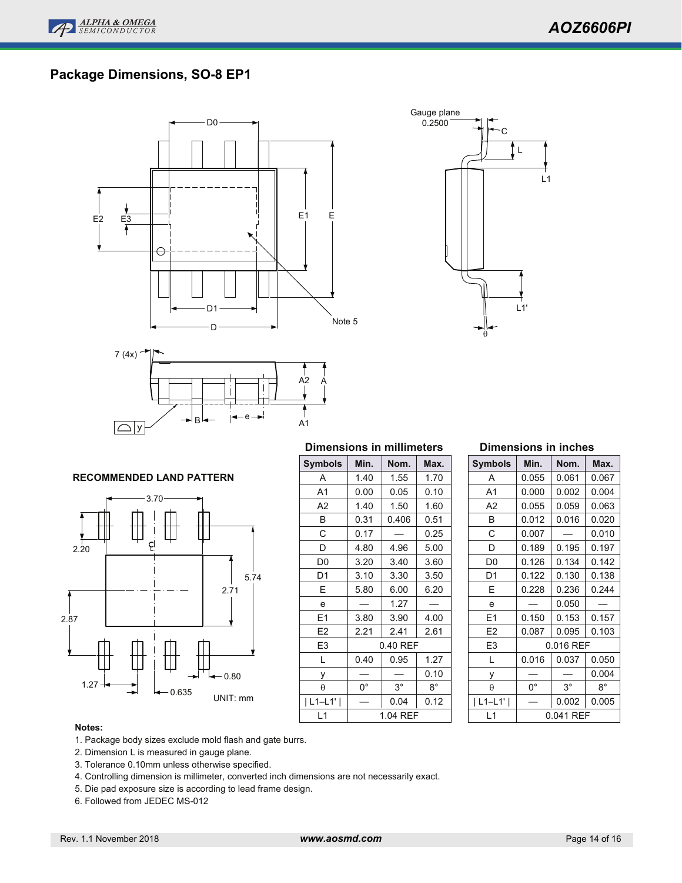## Package Dimensions, SO-8 EP1

**RECOMMENDED LAND PATTERN**

UNIT: mm

**Dimensions in millimeters**

| Symbols | Min. | Nom. | Max. |
|---|---|---|---|
| A | 1.40 | 1.55 | 1.70 |
| A1 | 0.00 | 0.05 | 0.10 |
| A2 | 1.40 | 1.50 | 1.60 |
| B | 0.31 | 0.406 | 0.51 |
| C | 0.17 | — | 0.25 |
| D | 4.80 | 4.96 | 5.00 |
| D0 | 3.20 | 3.40 | 3.60 |
| D1 | 3.10 | 3.30 | 3.50 |
| E | 5.80 | 6.00 | 6.20 |
| e | — | 1.27 | — |
| E1 | 3.80 | 3.90 | 4.00 |
| E2 | 2.21 | 2.41 | 2.61 |
| E3 | | 0.40 REF | |
| L | 0.40 | 0.95 | 1.27 |
| y | — | — | 0.10 |
| θ | 0° | 3° | 8° |
| \| L1–L1' \| | — | 0.04 | 0.12 |
| L1 | | 1.04 REF | |

**Dimensions in inches**

| Symbols | Min. | Nom. | Max. |
|---|---|---|---|
| A | 0.055 | 0.061 | 0.067 |
| A1 | 0.000 | 0.002 | 0.004 |
| A2 | 0.055 | 0.059 | 0.063 |
| B | 0.012 | 0.016 | 0.020 |
| C | 0.007 | — | 0.010 |
| D | 0.189 | 0.195 | 0.197 |
| D0 | 0.126 | 0.134 | 0.142 |
| D1 | 0.122 | 0.130 | 0.138 |
| E | 0.228 | 0.236 | 0.244 |
| e | — | 0.050 | — |
| E1 | 0.150 | 0.153 | 0.157 |
| E2 | 0.087 | 0.095 | 0.103 |
| E3 | | 0.016 REF | |
| L | 0.016 | 0.037 | 0.050 |
| y | — | — | 0.004 |
| θ | 0° | 3° | 8° |
| \| L1–L1' \| | — | 0.002 | 0.005 |
| L1 | | 0.041 REF | |

**Notes:**

1. Package body sizes exclude mold flash and gate burrs.
2. Dimension L is measured in gauge plane.
3. Tolerance 0.10mm unless otherwise specified.
4. Controlling dimension is millimeter, converted inch dimensions are not necessarily exact.
5. Die pad exposure size is according to lead frame design.
6. Followed from JEDEC MS-012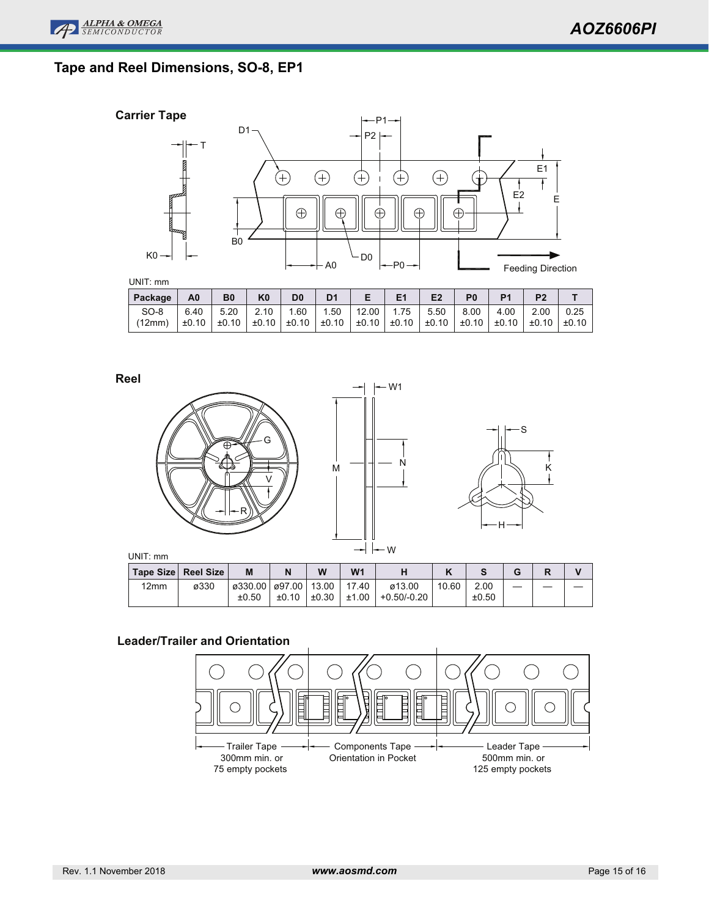## Tape and Reel Dimensions, SO-8, EP1

### Carrier Tape

UNIT: mm

| Package | A0 | B0 | K0 | D0 | D1 | E | E1 | E2 | P0 | P1 | P2 | T |
|---|---|---|---|---|---|---|---|---|---|---|---|---|
| SO-8 (12mm) | 6.40 ±0.10 | 5.20 ±0.10 | 2.10 ±0.10 | 1.60 ±0.10 | 1.50 ±0.10 | 12.00 ±0.10 | 1.75 ±0.10 | 5.50 ±0.10 | 8.00 ±0.10 | 4.00 ±0.10 | 2.00 ±0.10 | 0.25 ±0.10 |

Feeding Direction

### Reel

UNIT: mm

| Tape Size | Reel Size | M | N | W | W1 | H | K | S | G | R | V |
|---|---|---|---|---|---|---|---|---|---|---|---|
| 12mm | ø330 | ø330.00 ±0.50 | ø97.00 ±0.10 | 13.00 ±0.30 | 17.40 ±1.00 | ø13.00 +0.50/-0.20 | 10.60 | 2.00 ±0.50 | — | — | — |

### Leader/Trailer and Orientation

Trailer Tape 300mm min. or 75 empty pockets

Components Tape Orientation in Pocket

Leader Tape 500mm min. or 125 empty pockets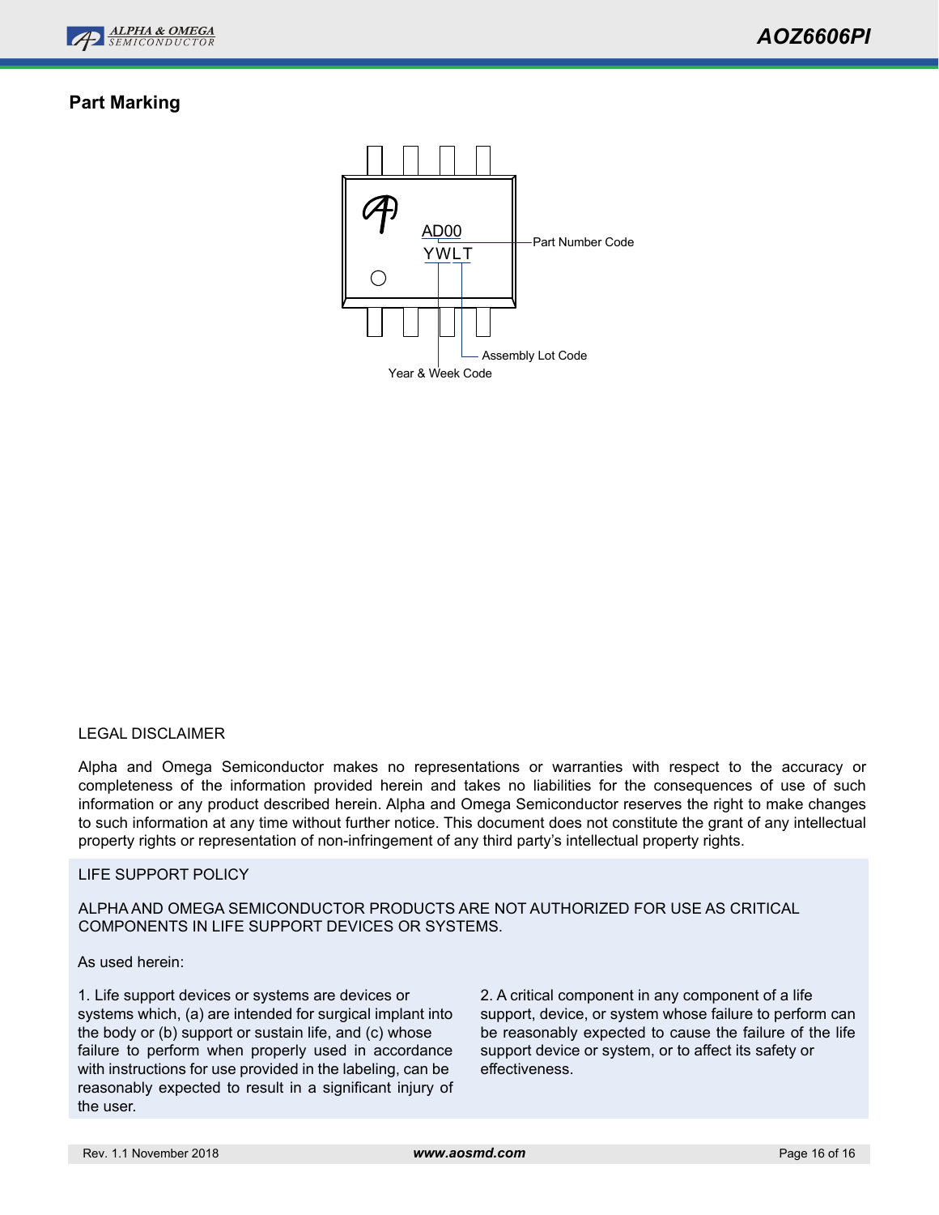## Part Marking

AD00
YWLT

Part Number Code
Assembly Lot Code
Year & Week Code

LEGAL DISCLAIMER

Alpha and Omega Semiconductor makes no representations or warranties with respect to the accuracy or completeness of the information provided herein and takes no liabilities for the consequences of use of such information or any product described herein. Alpha and Omega Semiconductor reserves the right to make changes to such information at any time without further notice. This document does not constitute the grant of any intellectual property rights or representation of non-infringement of any third party's intellectual property rights.

LIFE SUPPORT POLICY

ALPHA AND OMEGA SEMICONDUCTOR PRODUCTS ARE NOT AUTHORIZED FOR USE AS CRITICAL COMPONENTS IN LIFE SUPPORT DEVICES OR SYSTEMS.

As used herein:

1. Life support devices or systems are devices or systems which, (a) are intended for surgical implant into the body or (b) support or sustain life, and (c) whose failure to perform when properly used in accordance with instructions for use provided in the labeling, can be reasonably expected to result in a significant injury of the user.

2. A critical component in any component of a life support, device, or system whose failure to perform can be reasonably expected to cause the failure of the life support device or system, or to affect its safety or effectiveness.